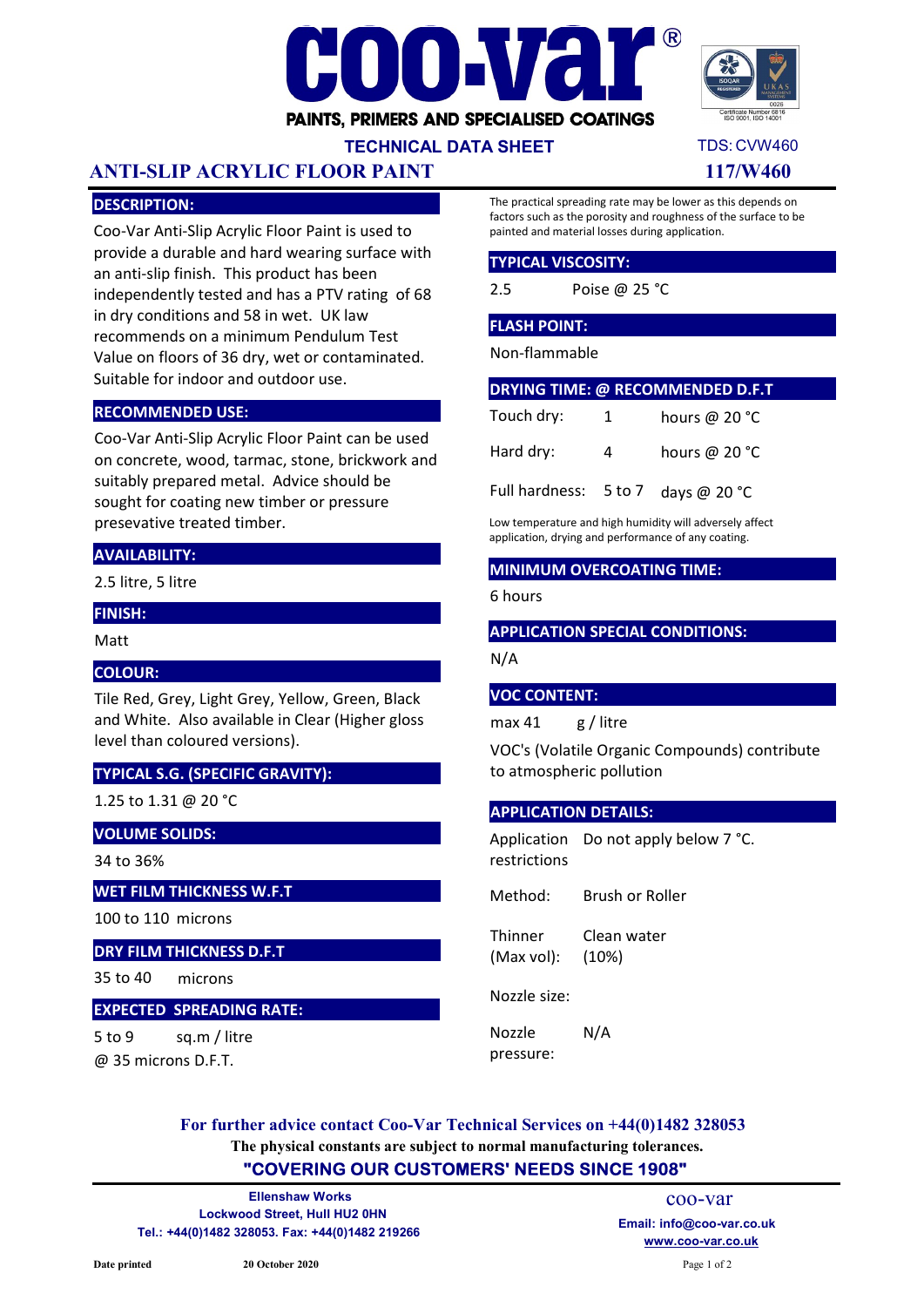# COO-VAR®

**PAINTS, PRIMERS AND SPECIALISED COATINGS**

Certificate Number 6816 ISO 9001, ISO 14001

**TECHNICAL DATA SHEET** — TDS: CVW460

## ANTI-SLIP ACRYLIC FLOOR PAINT — 117/W460

### DESCRIPTION:

Coo-Var Anti-Slip Acrylic Floor Paint is used to provide a durable and hard wearing surface with an anti-slip finish. This product has been independently tested and has a PTV rating of 68 in dry conditions and 58 in wet. UK law recommends on a minimum Pendulum Test Value on floors of 36 dry, wet or contaminated. Suitable for indoor and outdoor use.

### RECOMMENDED USE:

Coo-Var Anti-Slip Acrylic Floor Paint can be used on concrete, wood, tarmac, stone, brickwork and suitably prepared metal. Advice should be sought for coating new timber or pressure presevative treated timber.

### AVAILABILITY:

2.5 litre, 5 litre

### FINISH:

Matt

### COLOUR:

Tile Red, Grey, Light Grey, Yellow, Green, Black and White. Also available in Clear (Higher gloss level than coloured versions).

### TYPICAL S.G. (SPECIFIC GRAVITY):

1.25 to 1.31 @ 20 °C

### VOLUME SOLIDS:

34 to 36%

### WET FILM THICKNESS W.F.T

100 to 110 microns

### DRY FILM THICKNESS D.F.T

35 to 40 microns

### EXPECTED SPREADING RATE:

5 to 9 sq.m / litre
@ 35 microns D.F.T.

The practical spreading rate may be lower as this depends on factors such as the porosity and roughness of the surface to be painted and material losses during application.

### TYPICAL VISCOSITY:

2.5 Poise @ 25 °C

### FLASH POINT:

Non-flammable

### DRYING TIME: @ RECOMMENDED D.F.T

| | | |
|---|---|---|
| Touch dry: | 1 | hours @ 20 °C |
| Hard dry: | 4 | hours @ 20 °C |
| Full hardness: | 5 to 7 | days @ 20 °C |

Low temperature and high humidity will adversely affect application, drying and performance of any coating.

### MINIMUM OVERCOATING TIME:

6 hours

### APPLICATION SPECIAL CONDITIONS:

N/A

### VOC CONTENT:

max 41 g / litre

VOC's (Volatile Organic Compounds) contribute to atmospheric pollution

### APPLICATION DETAILS:

| | |
|---|---|
| Application restrictions | Do not apply below 7 °C. |
| Method: | Brush or Roller |
| Thinner (Max vol): | Clean water (10%) |
| Nozzle size: | |
| Nozzle pressure: | N/A |

**For further advice contact Coo-Var Technical Services on +44(0)1482 328053**

**The physical constants are subject to normal manufacturing tolerances.**

**"COVERING OUR CUSTOMERS' NEEDS SINCE 1908"**

**Ellenshaw Works**
**Lockwood Street, Hull HU2 0HN**
**Tel.: +44(0)1482 328053. Fax: +44(0)1482 219266**

coo-var
**Email: info@coo-var.co.uk**
**www.coo-var.co.uk**

**Date printed** **20 October 2020**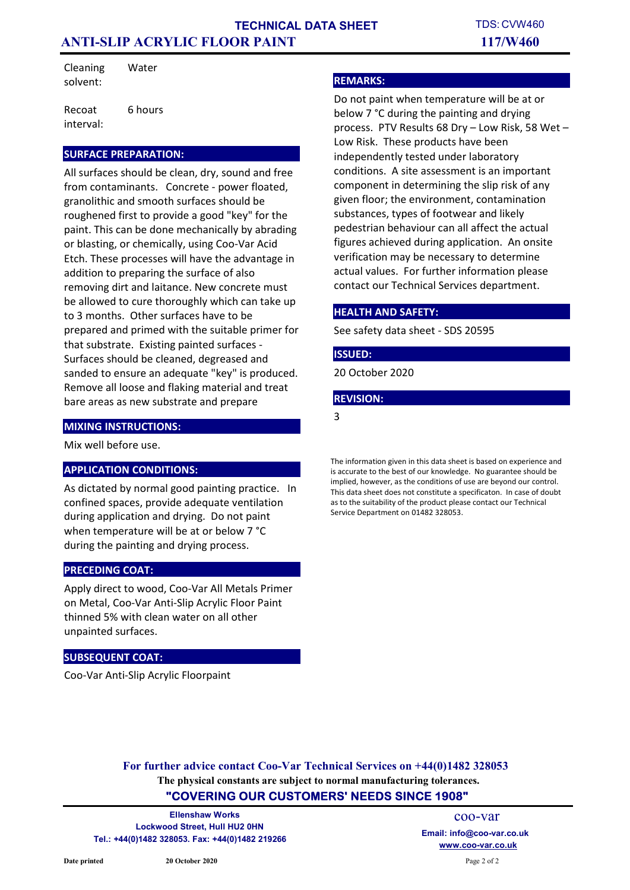# ANTI-SLIP ACRYLIC FLOOR PAINT

**TECHNICAL DATA SHEET**

TDS: CVW460

**117/W460**

| | |
|---|---|
| Cleaning solvent: | Water |
| Recoat interval: | 6 hours |

## SURFACE PREPARATION:

All surfaces should be clean, dry, sound and free from contaminants. Concrete - power floated, granolithic and smooth surfaces should be roughened first to provide a good "key" for the paint. This can be done mechanically by abrading or blasting, or chemically, using Coo-Var Acid Etch. These processes will have the advantage in addition to preparing the surface of also removing dirt and laitance. New concrete must be allowed to cure thoroughly which can take up to 3 months. Other surfaces have to be prepared and primed with the suitable primer for that substrate. Existing painted surfaces - Surfaces should be cleaned, degreased and sanded to ensure an adequate "key" is produced. Remove all loose and flaking material and treat bare areas as new substrate and prepare

## MIXING INSTRUCTIONS:

Mix well before use.

## APPLICATION CONDITIONS:

As dictated by normal good painting practice. In confined spaces, provide adequate ventilation during application and drying. Do not paint when temperature will be at or below 7 °C during the painting and drying process.

## PRECEDING COAT:

Apply direct to wood, Coo-Var All Metals Primer on Metal, Coo-Var Anti-Slip Acrylic Floor Paint thinned 5% with clean water on all other unpainted surfaces.

## SUBSEQUENT COAT:

Coo-Var Anti-Slip Acrylic Floorpaint

## REMARKS:

Do not paint when temperature will be at or below 7 °C during the painting and drying process. PTV Results 68 Dry – Low Risk, 58 Wet – Low Risk. These products have been independently tested under laboratory conditions. A site assessment is an important component in determining the slip risk of any given floor; the environment, contamination substances, types of footwear and likely pedestrian behaviour can all affect the actual figures achieved during application. An onsite verification may be necessary to determine actual values. For further information please contact our Technical Services department.

## HEALTH AND SAFETY:

See safety data sheet - SDS 20595

## ISSUED:

20 October 2020

## REVISION:

3

The information given in this data sheet is based on experience and is accurate to the best of our knowledge. No guarantee should be implied, however, as the conditions of use are beyond our control. This data sheet does not constitute a specificaton. In case of doubt as to the suitability of the product please contact our Technical Service Department on 01482 328053.

**For further advice contact Coo-Var Technical Services on +44(0)1482 328053**

**The physical constants are subject to normal manufacturing tolerances.**

**"COVERING OUR CUSTOMERS' NEEDS SINCE 1908"**

**Ellenshaw Works**
**Lockwood Street, Hull HU2 0HN**
**Tel.: +44(0)1482 328053. Fax: +44(0)1482 219266**

coo-var
**Email: info@coo-var.co.uk**
**www.coo-var.co.uk**

**Date printed** **20 October 2020**